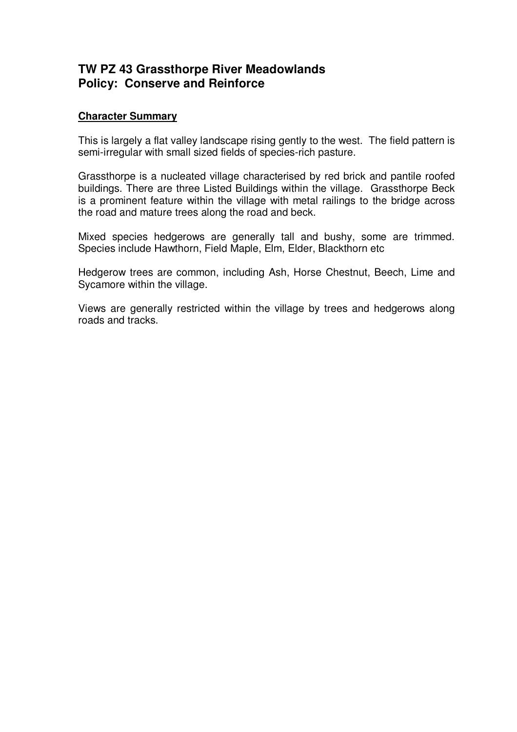## TW PZ 43 Grassthorpe River Meadowlands
## Policy: Conserve and Reinforce

**Character Summary**

This is largely a flat valley landscape rising gently to the west. The field pattern is semi-irregular with small sized fields of species-rich pasture.

Grassthorpe is a nucleated village characterised by red brick and pantile roofed buildings. There are three Listed Buildings within the village. Grassthorpe Beck is a prominent feature within the village with metal railings to the bridge across the road and mature trees along the road and beck.

Mixed species hedgerows are generally tall and bushy, some are trimmed. Species include Hawthorn, Field Maple, Elm, Elder, Blackthorn etc

Hedgerow trees are common, including Ash, Horse Chestnut, Beech, Lime and Sycamore within the village.

Views are generally restricted within the village by trees and hedgerows along roads and tracks.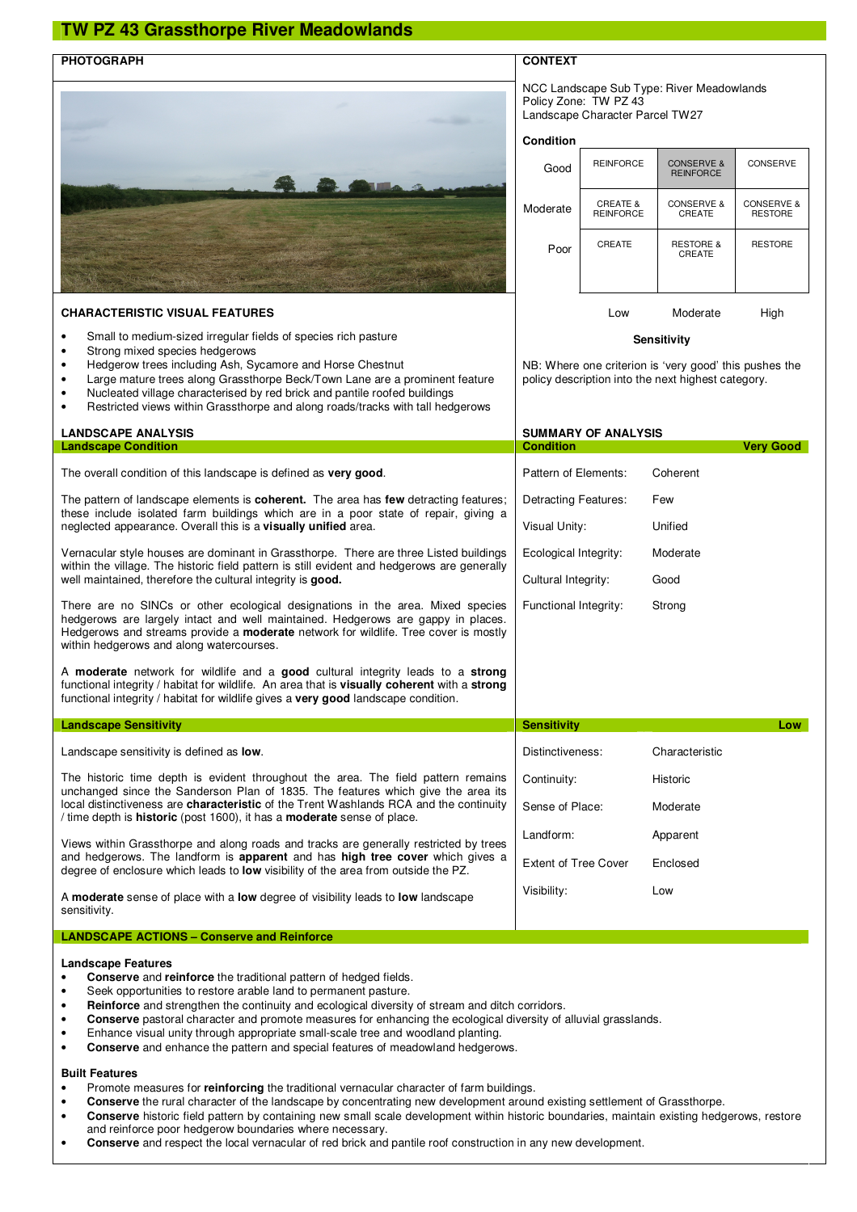# TW PZ 43 Grassthorpe River Meadowlands

## PHOTOGRAPH

## CONTEXT

NCC Landscape Sub Type: River Meadowlands
Policy Zone: TW PZ 43
Landscape Character Parcel TW27

**Condition**

| | | | |
|---|---|---|---|
| Good | REINFORCE | CONSERVE & REINFORCE | CONSERVE |
| Moderate | CREATE & REINFORCE | CONSERVE & CREATE | CONSERVE & RESTORE |
| Poor | CREATE | RESTORE & CREATE | RESTORE |
| | Low | Moderate | High |

**Sensitivity**

NB: Where one criterion is 'very good' this pushes the policy description into the next highest category.

## CHARACTERISTIC VISUAL FEATURES

- Small to medium-sized irregular fields of species rich pasture
- Strong mixed species hedgerows
- Hedgerow trees including Ash, Sycamore and Horse Chestnut
- Large mature trees along Grassthorpe Beck/Town Lane are a prominent feature
- Nucleated village characterised by red brick and pantile roofed buildings
- Restricted views within Grassthorpe and along roads/tracks with tall hedgerows

## LANDSCAPE ANALYSIS

### Landscape Condition

The overall condition of this landscape is defined as **very good**.

The pattern of landscape elements is **coherent.** The area has **few** detracting features; these include isolated farm buildings which are in a poor state of repair, giving a neglected appearance. Overall this is a **visually unified** area.

Vernacular style houses are dominant in Grassthorpe. There are three Listed buildings within the village. The historic field pattern is still evident and hedgerows are generally well maintained, therefore the cultural integrity is **good.**

There are no SINCs or other ecological designations in the area. Mixed species hedgerows are largely intact and well maintained. Hedgerows are gappy in places. Hedgerows and streams provide a **moderate** network for wildlife. Tree cover is mostly within hedgerows and along watercourses.

A **moderate** network for wildlife and a **good** cultural integrity leads to a **strong** functional integrity / habitat for wildlife. An area that is **visually coherent** with a **strong** functional integrity / habitat for wildlife gives a **very good** landscape condition.

## SUMMARY OF ANALYSIS

| Condition | Very Good |
|---|---|
| Pattern of Elements: | Coherent |
| Detracting Features: | Few |
| Visual Unity: | Unified |
| Ecological Integrity: | Moderate |
| Cultural Integrity: | Good |
| Functional Integrity: | Strong |

### Landscape Sensitivity

Landscape sensitivity is defined as **low**.

The historic time depth is evident throughout the area. The field pattern remains unchanged since the Sanderson Plan of 1835. The features which give the area its local distinctiveness are **characteristic** of the Trent Washlands RCA and the continuity / time depth is **historic** (post 1600), it has a **moderate** sense of place.

Views within Grassthorpe and along roads and tracks are generally restricted by trees and hedgerows. The landform is **apparent** and has **high tree cover** which gives a degree of enclosure which leads to **low** visibility of the area from outside the PZ.

A **moderate** sense of place with a **low** degree of visibility leads to **low** landscape sensitivity.

| Sensitivity | Low |
|---|---|
| Distinctiveness: | Characteristic |
| Continuity: | Historic |
| Sense of Place: | Moderate |
| Landform: | Apparent |
| Extent of Tree Cover | Enclosed |
| Visibility: | Low |

## LANDSCAPE ACTIONS – Conserve and Reinforce

**Landscape Features**

- **Conserve** and **reinforce** the traditional pattern of hedged fields.
- Seek opportunities to restore arable land to permanent pasture.
- **Reinforce** and strengthen the continuity and ecological diversity of stream and ditch corridors.
- **Conserve** pastoral character and promote measures for enhancing the ecological diversity of alluvial grasslands.
- Enhance visual unity through appropriate small-scale tree and woodland planting.
- **Conserve** and enhance the pattern and special features of meadowland hedgerows.

**Built Features**

- Promote measures for **reinforcing** the traditional vernacular character of farm buildings.
- **Conserve** the rural character of the landscape by concentrating new development around existing settlement of Grassthorpe.
- **Conserve** historic field pattern by containing new small scale development within historic boundaries, maintain existing hedgerows, restore and reinforce poor hedgerow boundaries where necessary.
- **Conserve** and respect the local vernacular of red brick and pantile roof construction in any new development.